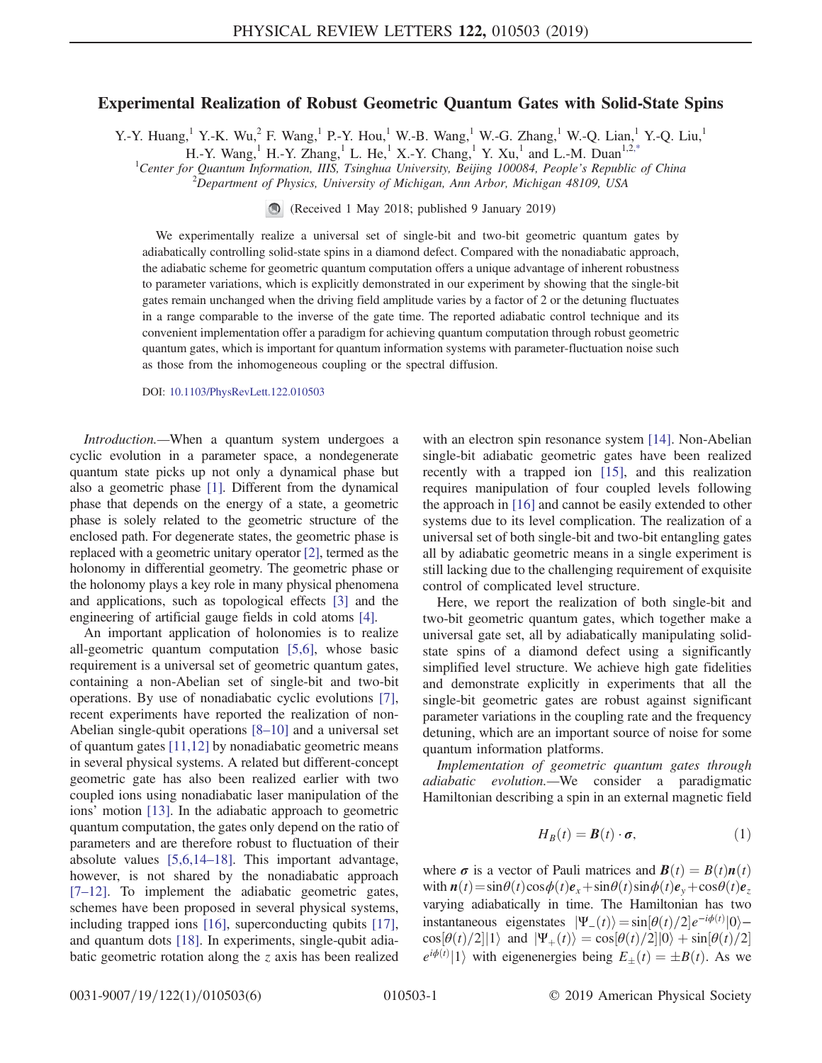# Experimental Realization of Robust Geometric Quantum Gates with Solid-State Spins

Y.-Y. Huang,[1] Y.-K. Wu,[2] F. Wang,[1] P.-Y. Hou,[1] W.-B. Wang,[1] W.-G. Zhang,[1] W.-Q. Lian,[1] Y.-Q. Liu,[1] H.-Y. Wang,[1] H.-Y. Zhang,[1] L. He,[1] X.-Y. Chang,[1] Y. Xu,[1] and L.-M. Duan[1,2,*]

[1]Center for Quantum Information, IIIS, Tsinghua University, Beijing 100084, People's Republic of China

[2]Department of Physics, University of Michigan, Ann Arbor, Michigan 48109, USA

(Received 1 May 2018; published 9 January 2019)

We experimentally realize a universal set of single-bit and two-bit geometric quantum gates by adiabatically controlling solid-state spins in a diamond defect. Compared with the nonadiabatic approach, the adiabatic scheme for geometric quantum computation offers a unique advantage of inherent robustness to parameter variations, which is explicitly demonstrated in our experiment by showing that the single-bit gates remain unchanged when the driving field amplitude varies by a factor of 2 or the detuning fluctuates in a range comparable to the inverse of the gate time. The reported adiabatic control technique and its convenient implementation offer a paradigm for achieving quantum computation through robust geometric quantum gates, which is important for quantum information systems with parameter-fluctuation noise such as those from the inhomogeneous coupling or the spectral diffusion.

DOI: 10.1103/PhysRevLett.122.010503

*Introduction.*—When a quantum system undergoes a cyclic evolution in a parameter space, a nondegenerate quantum state picks up not only a dynamical phase but also a geometric phase [1]. Different from the dynamical phase that depends on the energy of a state, a geometric phase is solely related to the geometric structure of the enclosed path. For degenerate states, the geometric phase is replaced with a geometric unitary operator [2], termed as the holonomy in differential geometry. The geometric phase or the holonomy plays a key role in many physical phenomena and applications, such as topological effects [3] and the engineering of artificial gauge fields in cold atoms [4].

An important application of holonomies is to realize all-geometric quantum computation [5,6], whose basic requirement is a universal set of geometric quantum gates, containing a non-Abelian set of single-bit and two-bit operations. By use of nonadiabatic cyclic evolutions [7], recent experiments have reported the realization of non-Abelian single-qubit operations [8–10] and a universal set of quantum gates [11,12] by nonadiabatic geometric means in several physical systems. A related but different-concept geometric gate has also been realized earlier with two coupled ions using nonadiabatic laser manipulation of the ions' motion [13]. In the adiabatic approach to geometric quantum computation, the gates only depend on the ratio of parameters and are therefore robust to fluctuation of their absolute values [5,6,14–18]. This important advantage, however, is not shared by the nonadiabatic approach [7–12]. To implement the adiabatic geometric gates, schemes have been proposed in several physical systems, including trapped ions [16], superconducting qubits [17], and quantum dots [18]. In experiments, single-qubit adiabatic geometric rotation along the $z$ axis has been realized with an electron spin resonance system [14]. Non-Abelian single-bit adiabatic geometric gates have been realized recently with a trapped ion [15], and this realization requires manipulation of four coupled levels following the approach in [16] and cannot be easily extended to other systems due to its level complication. The realization of a universal set of both single-bit and two-bit entangling gates all by adiabatic geometric means in a single experiment is still lacking due to the challenging requirement of exquisite control of complicated level structure.

Here, we report the realization of both single-bit and two-bit geometric quantum gates, which together make a universal gate set, all by adiabatically manipulating solid-state spins of a diamond defect using a significantly simplified level structure. We achieve high gate fidelities and demonstrate explicitly in experiments that all the single-bit geometric gates are robust against significant parameter variations in the coupling rate and the frequency detuning, which are an important source of noise for some quantum information platforms.

*Implementation of geometric quantum gates through adiabatic evolution.*—We consider a paradigmatic Hamiltonian describing a spin in an external magnetic field

$$H_B(t) = \boldsymbol{B}(t)\cdot\boldsymbol{\sigma}, \tag{1}$$

where $\boldsymbol{\sigma}$ is a vector of Pauli matrices and $\boldsymbol{B}(t) = B(t)\boldsymbol{n}(t)$ with $\boldsymbol{n}(t) = \sin\theta(t)\cos\phi(t)\boldsymbol{e}_x + \sin\theta(t)\sin\phi(t)\boldsymbol{e}_y + \cos\theta(t)\boldsymbol{e}_z$ varying adiabatically in time. The Hamiltonian has two instantaneous eigenstates $|\Psi_-(t)\rangle = \sin[\theta(t)/2]e^{-i\phi(t)}|0\rangle - \cos[\theta(t)/2]|1\rangle$ and $|\Psi_+(t)\rangle = \cos[\theta(t)/2]|0\rangle + \sin[\theta(t)/2]e^{i\phi(t)}|1\rangle$ with eigenenergies being $E_\pm(t) = \pm B(t)$. As we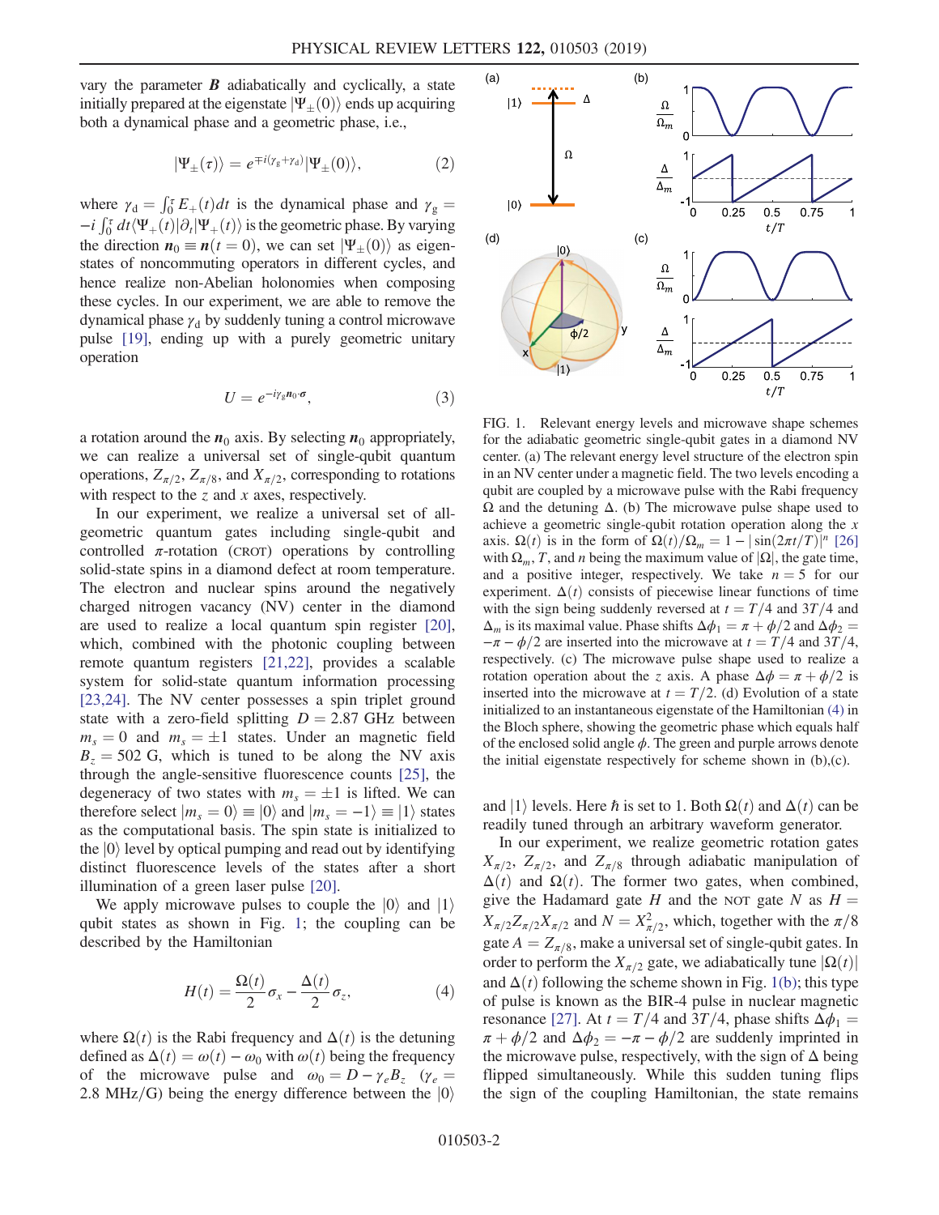vary the parameter $\boldsymbol{B}$ adiabatically and cyclically, a state initially prepared at the eigenstate $|\Psi_{\pm}(0)\rangle$ ends up acquiring both a dynamical phase and a geometric phase, i.e.,

$$|\Psi_{\pm}(\tau)\rangle = e^{\mp i(\gamma_g + \gamma_d)}|\Psi_{\pm}(0)\rangle, \tag{2}$$

where $\gamma_d = \int_0^\tau E_+(t)dt$ is the dynamical phase and $\gamma_g = -i\int_0^\tau dt\langle\Psi_+(t)|\partial_t|\Psi_+(t)\rangle$ is the geometric phase. By varying the direction $\boldsymbol{n}_0 \equiv \boldsymbol{n}(t=0)$, we can set $|\Psi_{\pm}(0)\rangle$ as eigenstates of noncommuting operators in different cycles, and hence realize non-Abelian holonomies when composing these cycles. In our experiment, we are able to remove the dynamical phase $\gamma_d$ by suddenly tuning a control microwave pulse [19], ending up with a purely geometric unitary operation

$$U = e^{-i\gamma_g \boldsymbol{n}_0\cdot\boldsymbol{\sigma}}, \tag{3}$$

a rotation around the $\boldsymbol{n}_0$ axis. By selecting $\boldsymbol{n}_0$ appropriately, we can realize a universal set of single-qubit quantum operations, $Z_{\pi/2}$, $Z_{\pi/8}$, and $X_{\pi/2}$, corresponding to rotations with respect to the $z$ and $x$ axes, respectively.

In our experiment, we realize a universal set of all-geometric quantum gates including single-qubit and controlled $\pi$-rotation (CROT) operations by controlling solid-state spins in a diamond defect at room temperature. The electron and nuclear spins around the negatively charged nitrogen vacancy (NV) center in the diamond are used to realize a local quantum spin register [20], which, combined with the photonic coupling between remote quantum registers [21,22], provides a scalable system for solid-state quantum information processing [23,24]. The NV center possesses a spin triplet ground state with a zero-field splitting $D = 2.87$ GHz between $m_s = 0$ and $m_s = \pm 1$ states. Under an magnetic field $B_z = 502$ G, which is tuned to be along the NV axis through the angle-sensitive fluorescence counts [25], the degeneracy of two states with $m_s = \pm 1$ is lifted. We can therefore select $|m_s = 0\rangle \equiv |0\rangle$ and $|m_s = -1\rangle \equiv |1\rangle$ states as the computational basis. The spin state is initialized to the $|0\rangle$ level by optical pumping and read out by identifying distinct fluorescence levels of the states after a short illumination of a green laser pulse [20].

We apply microwave pulses to couple the $|0\rangle$ and $|1\rangle$ qubit states as shown in Fig. 1; the coupling can be described by the Hamiltonian

$$H(t) = \frac{\Omega(t)}{2}\sigma_x - \frac{\Delta(t)}{2}\sigma_z, \tag{4}$$

where $\Omega(t)$ is the Rabi frequency and $\Delta(t)$ is the detuning defined as $\Delta(t) = \omega(t) - \omega_0$ with $\omega(t)$ being the frequency of the microwave pulse and $\omega_0 = D - \gamma_e B_z$ ($\gamma_e = 2.8$ MHz/G) being the energy difference between the $|0\rangle$ and $|1\rangle$ levels. Here $\hbar$ is set to 1. Both $\Omega(t)$ and $\Delta(t)$ can be readily tuned through an arbitrary waveform generator.

FIG. 1. Relevant energy levels and microwave shape schemes for the adiabatic geometric single-qubit gates in a diamond NV center. (a) The relevant energy level structure of the electron spin in an NV center under a magnetic field. The two levels encoding a qubit are coupled by a microwave pulse with the Rabi frequency $\Omega$ and the detuning $\Delta$. (b) The microwave pulse shape used to achieve a geometric single-qubit rotation operation along the $x$ axis. $\Omega(t)$ is in the form of $\Omega(t)/\Omega_m = 1 - |\sin(2\pi t/T)|^n$ [26] with $\Omega_m$, $T$, and $n$ being the maximum value of $|\Omega|$, the gate time, and a positive integer, respectively. We take $n = 5$ for our experiment. $\Delta(t)$ consists of piecewise linear functions of time with the sign being suddenly reversed at $t = T/4$ and $3T/4$ and $\Delta_m$ is its maximal value. Phase shifts $\Delta\phi_1 = \pi + \phi/2$ and $\Delta\phi_2 = -\pi - \phi/2$ are inserted into the microwave at $t = T/4$ and $3T/4$, respectively. (c) The microwave pulse shape used to realize a rotation operation about the $z$ axis. A phase $\Delta\phi = \pi + \phi/2$ is inserted into the microwave at $t = T/2$. (d) Evolution of a state initialized to an instantaneous eigenstate of the Hamiltonian (4) in the Bloch sphere, showing the geometric phase which equals half of the enclosed solid angle $\phi$. The green and purple arrows denote the initial eigenstate respectively for scheme shown in (b),(c).

In our experiment, we realize geometric rotation gates $X_{\pi/2}$, $Z_{\pi/2}$, and $Z_{\pi/8}$ through adiabatic manipulation of $\Delta(t)$ and $\Omega(t)$. The former two gates, when combined, give the Hadamard gate $H$ and the NOT gate $N$ as $H = X_{\pi/2}Z_{\pi/2}X_{\pi/2}$ and $N = X_{\pi/2}^2$, which, together with the $\pi/8$ gate $A = Z_{\pi/8}$, make a universal set of single-qubit gates. In order to perform the $X_{\pi/2}$ gate, we adiabatically tune $|\Omega(t)|$ and $\Delta(t)$ following the scheme shown in Fig. 1(b); this type of pulse is known as the BIR-4 pulse in nuclear magnetic resonance [27]. At $t = T/4$ and $3T/4$, phase shifts $\Delta\phi_1 = \pi + \phi/2$ and $\Delta\phi_2 = -\pi - \phi/2$ are suddenly imprinted in the microwave pulse, respectively, with the sign of $\Delta$ being flipped simultaneously. While this sudden tuning flips the sign of the coupling Hamiltonian, the state remains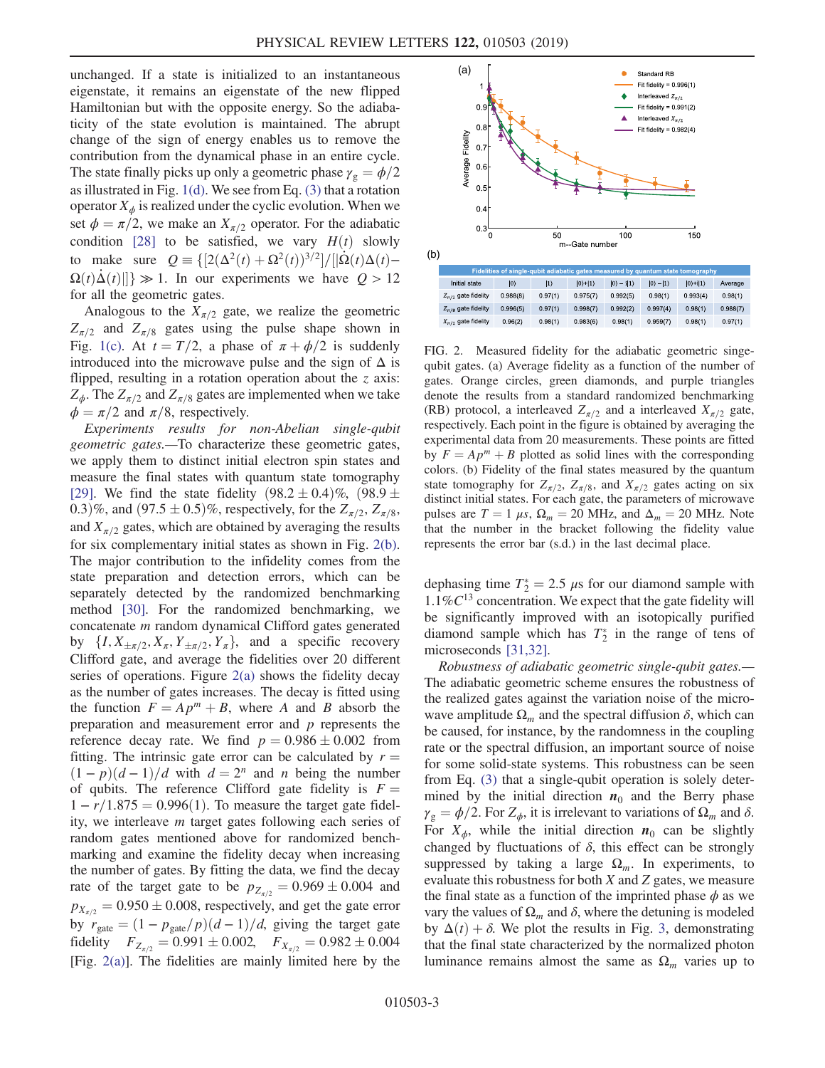unchanged. If a state is initialized to an instantaneous eigenstate, it remains an eigenstate of the new flipped Hamiltonian but with the opposite energy. So the adiabaticity of the state evolution is maintained. The abrupt change of the sign of energy enables us to remove the contribution from the dynamical phase in an entire cycle. The state finally picks up only a geometric phase $\gamma_g = \phi/2$ as illustrated in Fig. 1(d). We see from Eq. (3) that a rotation operator $X_\phi$ is realized under the cyclic evolution. When we set $\phi = \pi/2$, we make an $X_{\pi/2}$ operator. For the adiabatic condition [28] to be satisfied, we vary $H(t)$ slowly to make sure $Q \equiv \{[2(\Delta^2(t) + \Omega^2(t))^{3/2}]/[|\dot{\Omega}(t)\Delta(t) - \Omega(t)\dot{\Delta}(t)|]\} \gg 1$. In our experiments we have $Q > 12$ for all the geometric gates.

Analogous to the $X_{\pi/2}$ gate, we realize the geometric $Z_{\pi/2}$ and $Z_{\pi/8}$ gates using the pulse shape shown in Fig. 1(c). At $t = T/2$, a phase of $\pi + \phi/2$ is suddenly introduced into the microwave pulse and the sign of $\Delta$ is flipped, resulting in a rotation operation about the $z$ axis: $Z_\phi$. The $Z_{\pi/2}$ and $Z_{\pi/8}$ gates are implemented when we take $\phi = \pi/2$ and $\pi/8$, respectively.

*Experiments results for non-Abelian single-qubit geometric gates.*—To characterize these geometric gates, we apply them to distinct initial electron spin states and measure the final states with quantum state tomography [29]. We find the state fidelity $(98.2 \pm 0.4)\%$, $(98.9 \pm 0.3)\%$, and $(97.5 \pm 0.5)\%$, respectively, for the $Z_{\pi/2}$, $Z_{\pi/8}$, and $X_{\pi/2}$ gates, which are obtained by averaging the results for six complementary initial states as shown in Fig. 2(b). The major contribution to the infidelity comes from the state preparation and detection errors, which can be separately detected by the randomized benchmarking method [30]. For the randomized benchmarking, we concatenate $m$ random dynamical Clifford gates generated by $\{I, X_{\pm\pi/2}, X_\pi, Y_{\pm\pi/2}, Y_\pi\}$, and a specific recovery Clifford gate, and average the fidelities over 20 different series of operations. Figure 2(a) shows the fidelity decay as the number of gates increases. The decay is fitted using the function $F = Ap^m + B$, where $A$ and $B$ absorb the preparation and measurement error and $p$ represents the reference decay rate. We find $p = 0.986 \pm 0.002$ from fitting. The intrinsic gate error can be calculated by $r = (1-p)(d-1)/d$ with $d = 2^n$ and $n$ being the number of qubits. The reference Clifford gate fidelity is $F = 1 - r/1.875 = 0.996(1)$. To measure the target gate fidelity, we interleave $m$ target gates following each series of random gates mentioned above for randomized benchmarking and examine the fidelity decay when increasing the number of gates. By fitting the data, we find the decay rate of the target gate to be $p_{Z_{\pi/2}} = 0.969 \pm 0.004$ and $p_{X_{\pi/2}} = 0.950 \pm 0.008$, respectively, and get the gate error by $r_{\text{gate}} = (1 - p_{\text{gate}}/p)(d-1)/d$, giving the target gate fidelity $F_{Z_{\pi/2}} = 0.991 \pm 0.002$, $F_{X_{\pi/2}} = 0.982 \pm 0.004$ [Fig. 2(a)]. The fidelities are mainly limited here by the dephasing time $T_2^* = 2.5$ $\mu$s for our diamond sample with $1.1\% C^{13}$ concentration. We expect that the gate fidelity will be significantly improved with an isotopically purified diamond sample which has $T_2^*$ in the range of tens of microseconds [31,32].

(b)

| Initial state | $\lvert 0\rangle$ | $\lvert 1\rangle$ | $\lvert 0\rangle+\lvert 1\rangle$ | $\lvert 0\rangle-i\lvert 1\rangle$ | $\lvert 0\rangle-\lvert 1\rangle$ | $\lvert 0\rangle+i\lvert 1\rangle$ | Average |
|---|---|---|---|---|---|---|---|
| $Z_{\pi/2}$ gate fidelity | 0.988(8) | 0.97(1) | 0.975(7) | 0.992(5) | 0.98(1) | 0.993(4) | 0.98(1) |
| $Z_{\pi/8}$ gate fidelity | 0.996(5) | 0.97(1) | 0.998(7) | 0.992(2) | 0.997(4) | 0.98(1) | 0.988(7) |
| $X_{\pi/2}$ gate fidelity | 0.96(2) | 0.98(1) | 0.983(6) | 0.98(1) | 0.959(7) | 0.98(1) | 0.97(1) |

FIG. 2. Measured fidelity for the adiabatic geometric singe-qubit gates. (a) Average fidelity as a function of the number of gates. Orange circles, green diamonds, and purple triangles denote the results from a standard randomized benchmarking (RB) protocol, a interleaved $Z_{\pi/2}$ and a interleaved $X_{\pi/2}$ gate, respectively. Each point in the figure is obtained by averaging the experimental data from 20 measurements. These points are fitted by $F = Ap^m + B$ plotted as solid lines with the corresponding colors. (b) Fidelity of the final states measured by the quantum state tomography for $Z_{\pi/2}$, $Z_{\pi/8}$, and $X_{\pi/2}$ gates acting on six distinct initial states. For each gate, the parameters of microwave pulses are $T = 1$ $\mu$s, $\Omega_m = 20$ MHz, and $\Delta_m = 20$ MHz. Note that the number in the bracket following the fidelity value represents the error bar (s.d.) in the last decimal place.

*Robustness of adiabatic geometric single-qubit gates.*—The adiabatic geometric scheme ensures the robustness of the realized gates against the variation noise of the microwave amplitude $\Omega_m$ and the spectral diffusion $\delta$, which can be caused, for instance, by the randomness in the coupling rate or the spectral diffusion, an important source of noise for some solid-state systems. This robustness can be seen from Eq. (3) that a single-qubit operation is solely determined by the initial direction $\boldsymbol{n}_0$ and the Berry phase $\gamma_g = \phi/2$. For $Z_\phi$, it is irrelevant to variations of $\Omega_m$ and $\delta$. For $X_\phi$, while the initial direction $\boldsymbol{n}_0$ can be slightly changed by fluctuations of $\delta$, this effect can be strongly suppressed by taking a large $\Omega_m$. In experiments, to evaluate this robustness for both $X$ and $Z$ gates, we measure the final state as a function of the imprinted phase $\phi$ as we vary the values of $\Omega_m$ and $\delta$, where the detuning is modeled by $\Delta(t) + \delta$. We plot the results in Fig. 3, demonstrating that the final state characterized by the normalized photon luminance remains almost the same as $\Omega_m$ varies up to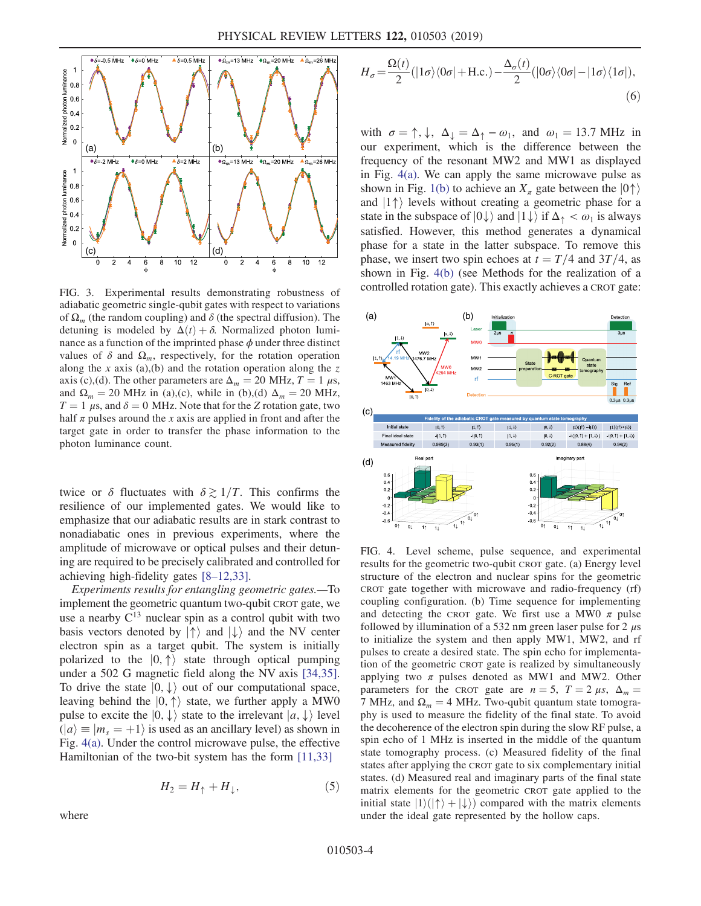FIG. 3. Experimental results demonstrating robustness of adiabatic geometric single-qubit gates with respect to variations of $\Omega_m$ (the random coupling) and $\delta$ (the spectral diffusion). The detuning is modeled by $\Delta(t) + \delta$. Normalized photon luminance as a function of the imprinted phase $\phi$ under three distinct values of $\delta$ and $\Omega_m$, respectively, for the rotation operation along the $x$ axis (a),(b) and the rotation operation along the $z$ axis (c),(d). The other parameters are $\Delta_m = 20$ MHz, $T = 1$ $\mu$s, and $\Omega_m = 20$ MHz in (a),(c), while in (b),(d) $\Delta_m = 20$ MHz, $T = 1$ $\mu$s, and $\delta = 0$ MHz. Note that for the $Z$ rotation gate, two half $\pi$ pulses around the $x$ axis are applied in front and after the target gate in order to transfer the phase information to the photon luminance count.

twice or $\delta$ fluctuates with $\delta \gtrsim 1/T$. This confirms the resilience of our implemented gates. We would like to emphasize that our adiabatic results are in stark contrast to nonadiabatic ones in previous experiments, where the amplitude of microwave or optical pulses and their detuning are required to be precisely calibrated and controlled for achieving high-fidelity gates [8–12,33].

*Experiments results for entangling geometric gates.*—To implement the geometric quantum two-qubit CROT gate, we use a nearby $C^{13}$ nuclear spin as a control qubit with two basis vectors denoted by $|\uparrow\rangle$ and $|\downarrow\rangle$ and the NV center electron spin as a target qubit. The system is initially polarized to the $|0,\uparrow\rangle$ state through optical pumping under a 502 G magnetic field along the NV axis [34,35]. To drive the state $|0,\downarrow\rangle$ out of our computational space, leaving behind the $|0,\uparrow\rangle$ state, we further apply a MW0 pulse to excite the $|0,\downarrow\rangle$ state to the irrelevant $|a,\downarrow\rangle$ level ($|a\rangle \equiv |m_s = +1\rangle$ is used as an ancillary level) as shown in Fig. 4(a). Under the control microwave pulse, the effective Hamiltonian of the two-bit system has the form [11,33]

$$H_2 = H_\uparrow + H_\downarrow, \tag{5}$$

where

$$H_\sigma = \frac{\Omega(t)}{2}(|1\sigma\rangle\langle 0\sigma| + \text{H.c.}) - \frac{\Delta_\sigma(t)}{2}(|0\sigma\rangle\langle 0\sigma| - |1\sigma\rangle\langle 1\sigma|), \tag{6}$$

with $\sigma = \uparrow, \downarrow$, $\Delta_\downarrow = \Delta_\uparrow - \omega_1$, and $\omega_1 = 13.7$ MHz in our experiment, which is the difference between the frequency of the resonant MW2 and MW1 as displayed in Fig. 4(a). We can apply the same microwave pulse as shown in Fig. 1(b) to achieve an $X_\pi$ gate between the $|0\uparrow\rangle$ and $|1\uparrow\rangle$ levels without creating a geometric phase for a state in the subspace of $|0\downarrow\rangle$ and $|1\downarrow\rangle$ if $\Delta_\uparrow < \omega_1$ is always satisfied. However, this method generates a dynamical phase for a state in the latter subspace. To remove this phase, we insert two spin echoes at $t = T/4$ and $3T/4$, as shown in Fig. 4(b) (see Methods for the realization of a controlled rotation gate). This exactly achieves a CROT gate:

| Initial state | $\|0,\uparrow\rangle$ | $\|1,\uparrow\rangle$ | $\|1,\downarrow\rangle$ | $\|0,\downarrow\rangle$ | $\|1\rangle(\|\uparrow\rangle-i\|\downarrow\rangle)$ | $\|1\rangle(\|\uparrow\rangle+\|\downarrow\rangle)$ |
|---|---|---|---|---|---|---|
| Final ideal state | $-i\|1,\uparrow\rangle$ | $-i\|0,\uparrow\rangle$ | $\|1,\downarrow\rangle$ | $\|0,\downarrow\rangle$ | $-i(\|0,\uparrow\rangle+\|1,\downarrow\rangle)$ | $-i\|0,\uparrow\rangle+\|1,\downarrow\rangle$ |
| Measured fidelity | 0.989(3) | 0.93(1) | 0.95(1) | 0.92(2) | 0.88(4) | 0.94(2) |

FIG. 4. Level scheme, pulse sequence, and experimental results for the geometric two-qubit CROT gate. (a) Energy level structure of the electron and nuclear spins for the geometric CROT gate together with microwave and radio-frequency (rf) coupling configuration. (b) Time sequence for implementing and detecting the CROT gate. We first use a MW0 $\pi$ pulse followed by illumination of a 532 nm green laser pulse for 2 $\mu$s to initialize the system and then apply MW1, MW2, and rf pulses to create a desired state. The spin echo for implementation of the geometric CROT gate is realized by simultaneously applying two $\pi$ pulses denoted as MW1 and MW2. Other parameters for the CROT gate are $n = 5$, $T = 2$ $\mu$s, $\Delta_m = 7$ MHz, and $\Omega_m = 4$ MHz. Two-qubit quantum state tomography is used to measure the fidelity of the final state. To avoid the decoherence of the electron spin during the slow RF pulse, a spin echo of 1 MHz is inserted in the middle of the quantum state tomography process. (c) Measured fidelity of the final states after applying the CROT gate to six complementary initial states. (d) Measured real and imaginary parts of the final state matrix elements for the geometric CROT gate applied to the initial state $|1\rangle(|\uparrow\rangle + |\downarrow\rangle)$ compared with the matrix elements under the ideal gate represented by the hollow caps.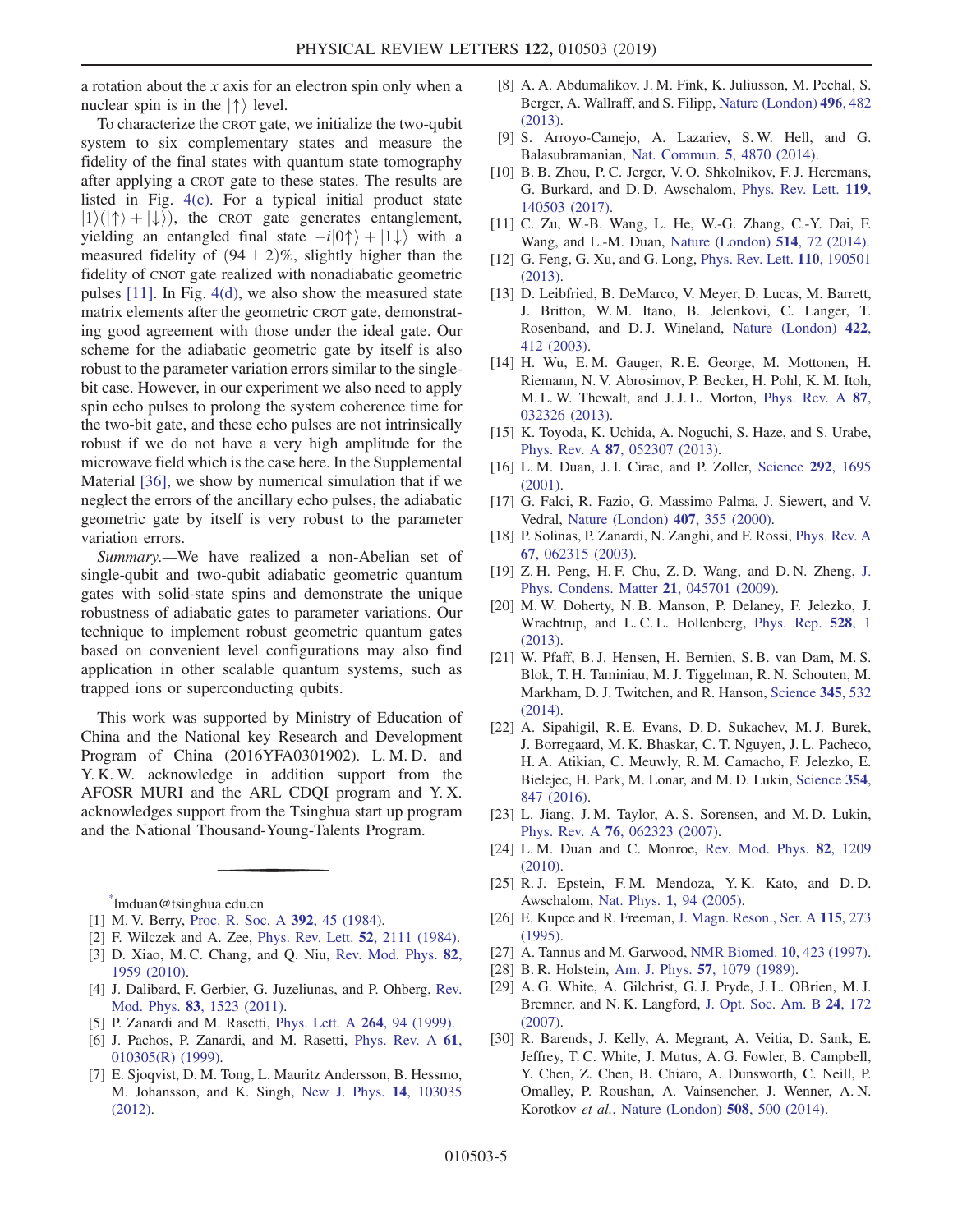a rotation about the $x$ axis for an electron spin only when a nuclear spin is in the $|\uparrow\rangle$ level.

To characterize the CROT gate, we initialize the two-qubit system to six complementary states and measure the fidelity of the final states with quantum state tomography after applying a CROT gate to these states. The results are listed in Fig. 4(c). For a typical initial product state $|1\rangle(|\uparrow\rangle + |\downarrow\rangle)$, the CROT gate generates entanglement, yielding an entangled final state $-i|0\uparrow\rangle + |1\downarrow\rangle$ with a measured fidelity of $(94 \pm 2)\%$, slightly higher than the fidelity of CNOT gate realized with nonadiabatic geometric pulses [11]. In Fig. 4(d), we also show the measured state matrix elements after the geometric CROT gate, demonstrating good agreement with those under the ideal gate. Our scheme for the adiabatic geometric gate by itself is also robust to the parameter variation errors similar to the single-bit case. However, in our experiment we also need to apply spin echo pulses to prolong the system coherence time for the two-bit gate, and these echo pulses are not intrinsically robust if we do not have a very high amplitude for the microwave field which is the case here. In the Supplemental Material [36], we show by numerical simulation that if we neglect the errors of the ancillary echo pulses, the adiabatic geometric gate by itself is very robust to the parameter variation errors.

*Summary.*—We have realized a non-Abelian set of single-qubit and two-qubit adiabatic geometric quantum gates with solid-state spins and demonstrate the unique robustness of adiabatic gates to parameter variations. Our technique to implement robust geometric quantum gates based on convenient level configurations may also find application in other scalable quantum systems, such as trapped ions or superconducting qubits.

This work was supported by Ministry of Education of China and the National key Research and Development Program of China (2016YFA0301902). L. M. D. and Y. K. W. acknowledge in addition support from the AFOSR MURI and the ARL CDQI program and Y. X. acknowledges support from the Tsinghua start up program and the National Thousand-Young-Talents Program.

---

[*] lmduan@tsinghua.edu.cn

[1] M. V. Berry, Proc. R. Soc. A **392**, 45 (1984).

[2] F. Wilczek and A. Zee, Phys. Rev. Lett. **52**, 2111 (1984).

[3] D. Xiao, M. C. Chang, and Q. Niu, Rev. Mod. Phys. **82**, 1959 (2010).

[4] J. Dalibard, F. Gerbier, G. Juzeliunas, and P. Ohberg, Rev. Mod. Phys. **83**, 1523 (2011).

[5] P. Zanardi and M. Rasetti, Phys. Lett. A **264**, 94 (1999).

[6] J. Pachos, P. Zanardi, and M. Rasetti, Phys. Rev. A **61**, 010305(R) (1999).

[7] E. Sjoqvist, D. M. Tong, L. Mauritz Andersson, B. Hessmo, M. Johansson, and K. Singh, New J. Phys. **14**, 103035 (2012).

[8] A. A. Abdumalikov, J. M. Fink, K. Juliusson, M. Pechal, S. Berger, A. Wallraff, and S. Filipp, Nature (London) **496**, 482 (2013).

[9] S. Arroyo-Camejo, A. Lazariev, S. W. Hell, and G. Balasubramanian, Nat. Commun. **5**, 4870 (2014).

[10] B. B. Zhou, P. C. Jerger, V. O. Shkolnikov, F. J. Heremans, G. Burkard, and D. D. Awschalom, Phys. Rev. Lett. **119**, 140503 (2017).

[11] C. Zu, W.-B. Wang, L. He, W.-G. Zhang, C.-Y. Dai, F. Wang, and L.-M. Duan, Nature (London) **514**, 72 (2014).

[12] G. Feng, G. Xu, and G. Long, Phys. Rev. Lett. **110**, 190501 (2013).

[13] D. Leibfried, B. DeMarco, V. Meyer, D. Lucas, M. Barrett, J. Britton, W. M. Itano, B. Jelenkovi, C. Langer, T. Rosenband, and D. J. Wineland, Nature (London) **422**, 412 (2003).

[14] H. Wu, E. M. Gauger, R. E. George, M. Mottonen, H. Riemann, N. V. Abrosimov, P. Becker, H. Pohl, K. M. Itoh, M. L. W. Thewalt, and J. J. L. Morton, Phys. Rev. A **87**, 032326 (2013).

[15] K. Toyoda, K. Uchida, A. Noguchi, S. Haze, and S. Urabe, Phys. Rev. A **87**, 052307 (2013).

[16] L. M. Duan, J. I. Cirac, and P. Zoller, Science **292**, 1695 (2001).

[17] G. Falci, R. Fazio, G. Massimo Palma, J. Siewert, and V. Vedral, Nature (London) **407**, 355 (2000).

[18] P. Solinas, P. Zanardi, N. Zanghi, and F. Rossi, Phys. Rev. A **67**, 062315 (2003).

[19] Z. H. Peng, H. F. Chu, Z. D. Wang, and D. N. Zheng, J. Phys. Condens. Matter **21**, 045701 (2009).

[20] M. W. Doherty, N. B. Manson, P. Delaney, F. Jelezko, J. Wrachtrup, and L. C. L. Hollenberg, Phys. Rep. **528**, 1 (2013).

[21] W. Pfaff, B. J. Hensen, H. Bernien, S. B. van Dam, M. S. Blok, T. H. Taminiau, M. J. Tiggelman, R. N. Schouten, M. Markham, D. J. Twitchen, and R. Hanson, Science **345**, 532 (2014).

[22] A. Sipahigil, R. E. Evans, D. D. Sukachev, M. J. Burek, J. Borregaard, M. K. Bhaskar, C. T. Nguyen, J. L. Pacheco, H. A. Atikian, C. Meuwly, R. M. Camacho, F. Jelezko, E. Bielejec, H. Park, M. Lonar, and M. D. Lukin, Science **354**, 847 (2016).

[23] L. Jiang, J. M. Taylor, A. S. Sorensen, and M. D. Lukin, Phys. Rev. A **76**, 062323 (2007).

[24] L. M. Duan and C. Monroe, Rev. Mod. Phys. **82**, 1209 (2010).

[25] R. J. Epstein, F. M. Mendoza, Y. K. Kato, and D. D. Awschalom, Nat. Phys. **1**, 94 (2005).

[26] E. Kupce and R. Freeman, J. Magn. Reson., Ser. A **115**, 273 (1995).

[27] A. Tannus and M. Garwood, NMR Biomed. **10**, 423 (1997).

[28] B. R. Holstein, Am. J. Phys. **57**, 1079 (1989).

[29] A. G. White, A. Gilchrist, G. J. Pryde, J. L. OBrien, M. J. Bremner, and N. K. Langford, J. Opt. Soc. Am. B **24**, 172 (2007).

[30] R. Barends, J. Kelly, A. Megrant, A. Veitia, D. Sank, E. Jeffrey, T. C. White, J. Mutus, A. G. Fowler, B. Campbell, Y. Chen, Z. Chen, B. Chiaro, A. Dunsworth, C. Neill, P. Omalley, P. Roushan, A. Vainsencher, J. Wenner, A. N. Korotkov *et al.*, Nature (London) **508**, 500 (2014).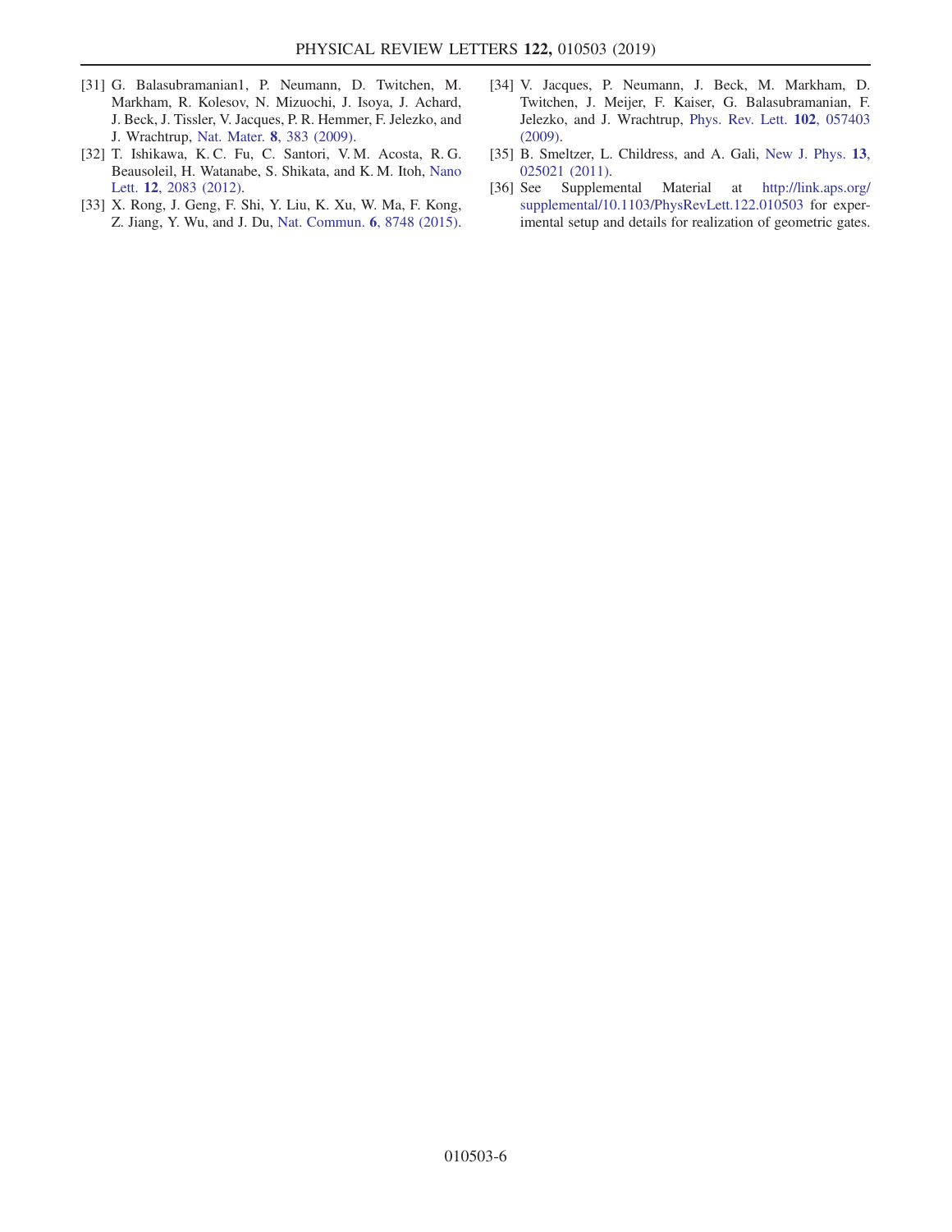[31] G. Balasubramanian1, P. Neumann, D. Twitchen, M. Markham, R. Kolesov, N. Mizuochi, J. Isoya, J. Achard, J. Beck, J. Tissler, V. Jacques, P. R. Hemmer, F. Jelezko, and J. Wrachtrup, Nat. Mater. **8**, 383 (2009).

[32] T. Ishikawa, K. C. Fu, C. Santori, V. M. Acosta, R. G. Beausoleil, H. Watanabe, S. Shikata, and K. M. Itoh, Nano Lett. **12**, 2083 (2012).

[33] X. Rong, J. Geng, F. Shi, Y. Liu, K. Xu, W. Ma, F. Kong, Z. Jiang, Y. Wu, and J. Du, Nat. Commun. **6**, 8748 (2015).

[34] V. Jacques, P. Neumann, J. Beck, M. Markham, D. Twitchen, J. Meijer, F. Kaiser, G. Balasubramanian, F. Jelezko, and J. Wrachtrup, Phys. Rev. Lett. **102**, 057403 (2009).

[35] B. Smeltzer, L. Childress, and A. Gali, New J. Phys. **13**, 025021 (2011).

[36] See Supplemental Material at http://link.aps.org/supplemental/10.1103/PhysRevLett.122.010503 for experimental setup and details for realization of geometric gates.